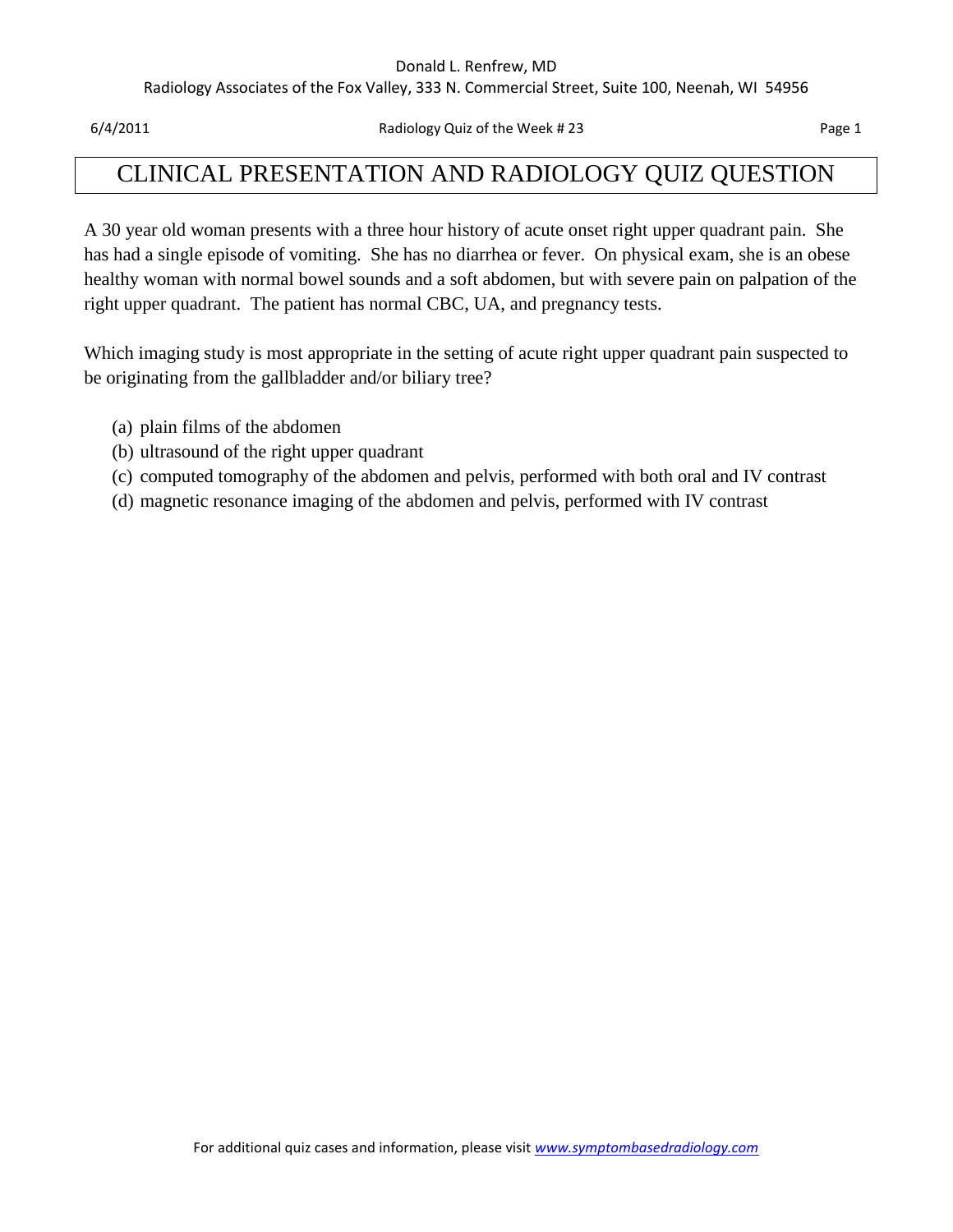# CLINICAL PRESENTATION AND RADIOLOGY QUIZ QUESTION

A 30 year old woman presents with a three hour history of acute onset right upper quadrant pain. She has had a single episode of vomiting. She has no diarrhea or fever. On physical exam, she is an obese healthy woman with normal bowel sounds and a soft abdomen, but with severe pain on palpation of the right upper quadrant. The patient has normal CBC, UA, and pregnancy tests.

Which imaging study is most appropriate in the setting of acute right upper quadrant pain suspected to be originating from the gallbladder and/or biliary tree?

(a) plain films of the abdomen
(b) ultrasound of the right upper quadrant
(c) computed tomography of the abdomen and pelvis, performed with both oral and IV contrast
(d) magnetic resonance imaging of the abdomen and pelvis, performed with IV contrast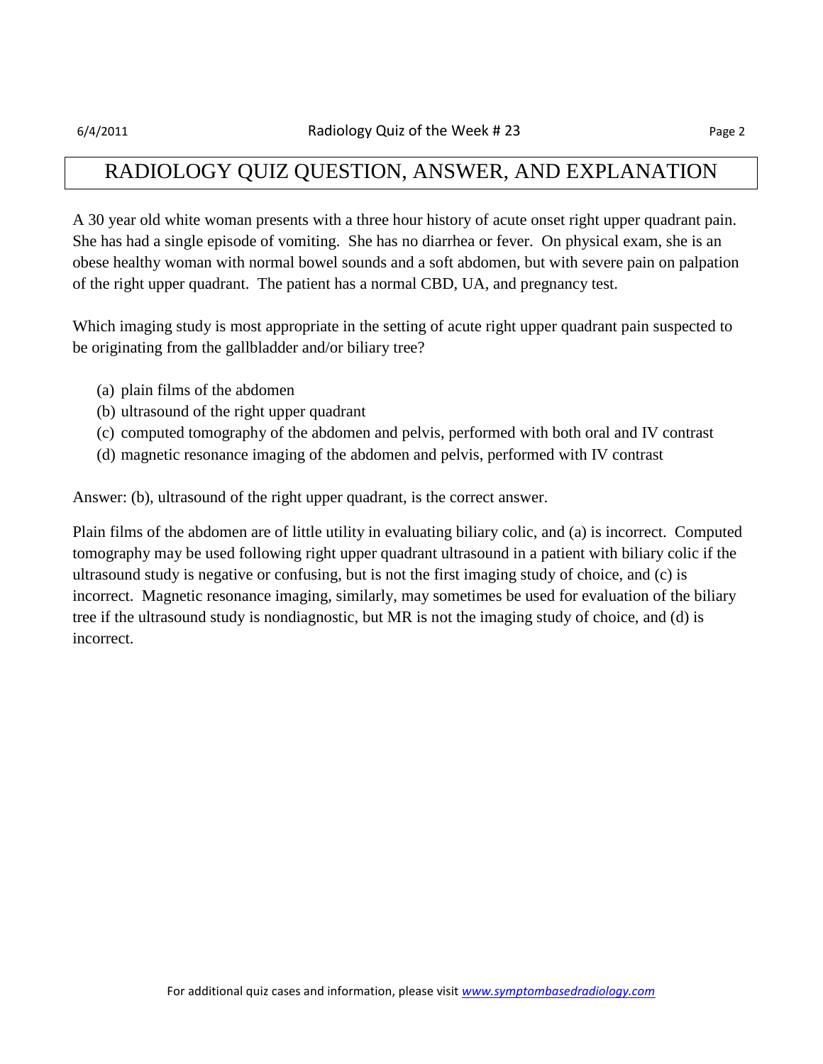# RADIOLOGY QUIZ QUESTION, ANSWER, AND EXPLANATION

A 30 year old white woman presents with a three hour history of acute onset right upper quadrant pain. She has had a single episode of vomiting. She has no diarrhea or fever. On physical exam, she is an obese healthy woman with normal bowel sounds and a soft abdomen, but with severe pain on palpation of the right upper quadrant. The patient has a normal CBD, UA, and pregnancy test.

Which imaging study is most appropriate in the setting of acute right upper quadrant pain suspected to be originating from the gallbladder and/or biliary tree?

(a) plain films of the abdomen
(b) ultrasound of the right upper quadrant
(c) computed tomography of the abdomen and pelvis, performed with both oral and IV contrast
(d) magnetic resonance imaging of the abdomen and pelvis, performed with IV contrast

Answer: (b), ultrasound of the right upper quadrant, is the correct answer.

Plain films of the abdomen are of little utility in evaluating biliary colic, and (a) is incorrect. Computed tomography may be used following right upper quadrant ultrasound in a patient with biliary colic if the ultrasound study is negative or confusing, but is not the first imaging study of choice, and (c) is incorrect. Magnetic resonance imaging, similarly, may sometimes be used for evaluation of the biliary tree if the ultrasound study is nondiagnostic, but MR is not the imaging study of choice, and (d) is incorrect.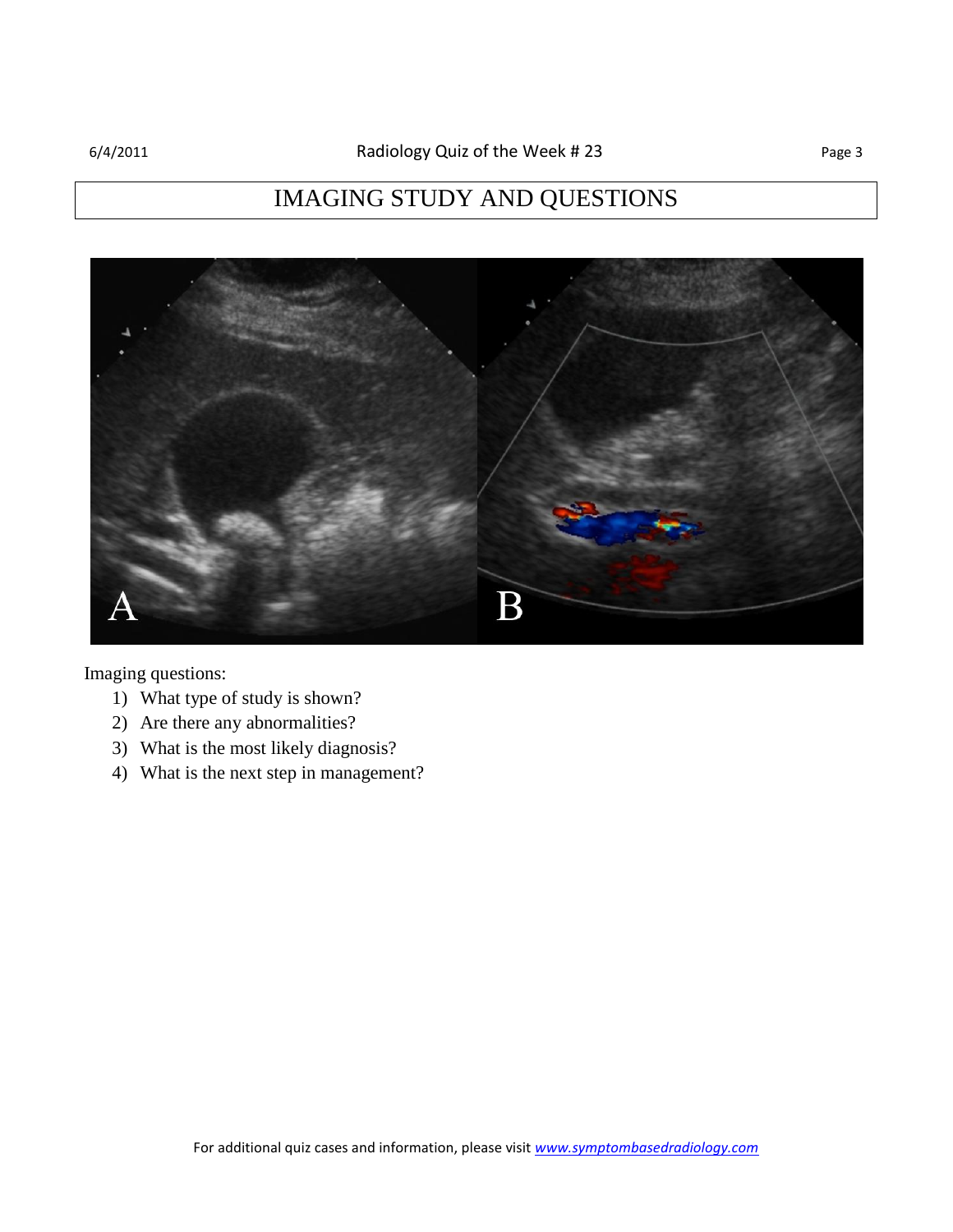# IMAGING STUDY AND QUESTIONS

Imaging questions:

1) What type of study is shown?
2) Are there any abnormalities?
3) What is the most likely diagnosis?
4) What is the next step in management?

For additional quiz cases and information, please visit www.symptombasedradiology.com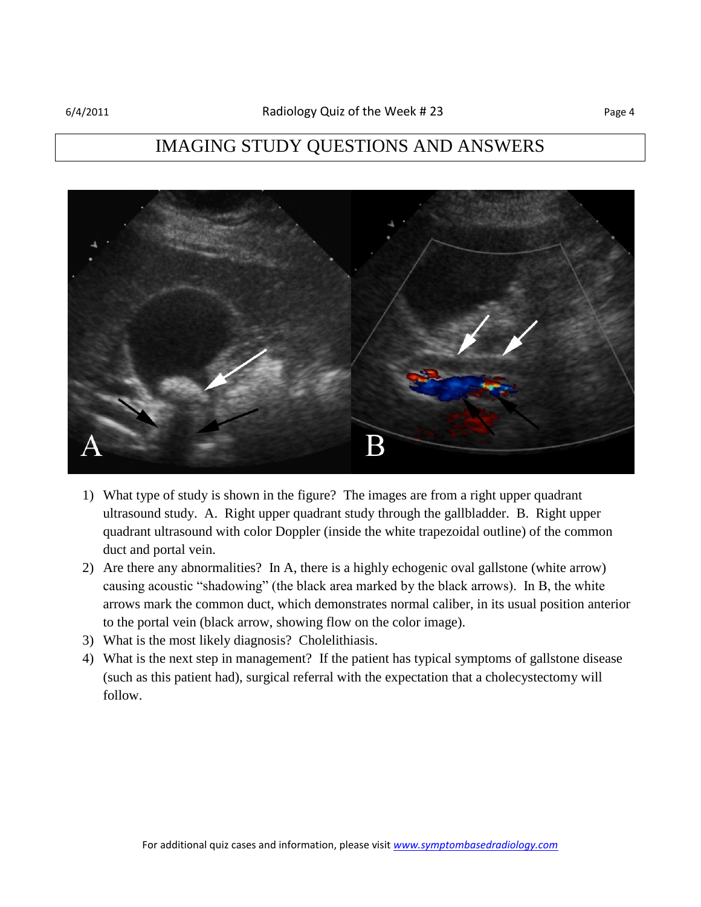# IMAGING STUDY QUESTIONS AND ANSWERS

1) What type of study is shown in the figure? The images are from a right upper quadrant ultrasound study. A. Right upper quadrant study through the gallbladder. B. Right upper quadrant ultrasound with color Doppler (inside the white trapezoidal outline) of the common duct and portal vein.
2) Are there any abnormalities? In A, there is a highly echogenic oval gallstone (white arrow) causing acoustic "shadowing" (the black area marked by the black arrows). In B, the white arrows mark the common duct, which demonstrates normal caliber, in its usual position anterior to the portal vein (black arrow, showing flow on the color image).
3) What is the most likely diagnosis? Cholelithiasis.
4) What is the next step in management? If the patient has typical symptoms of gallstone disease (such as this patient had), surgical referral with the expectation that a cholecystectomy will follow.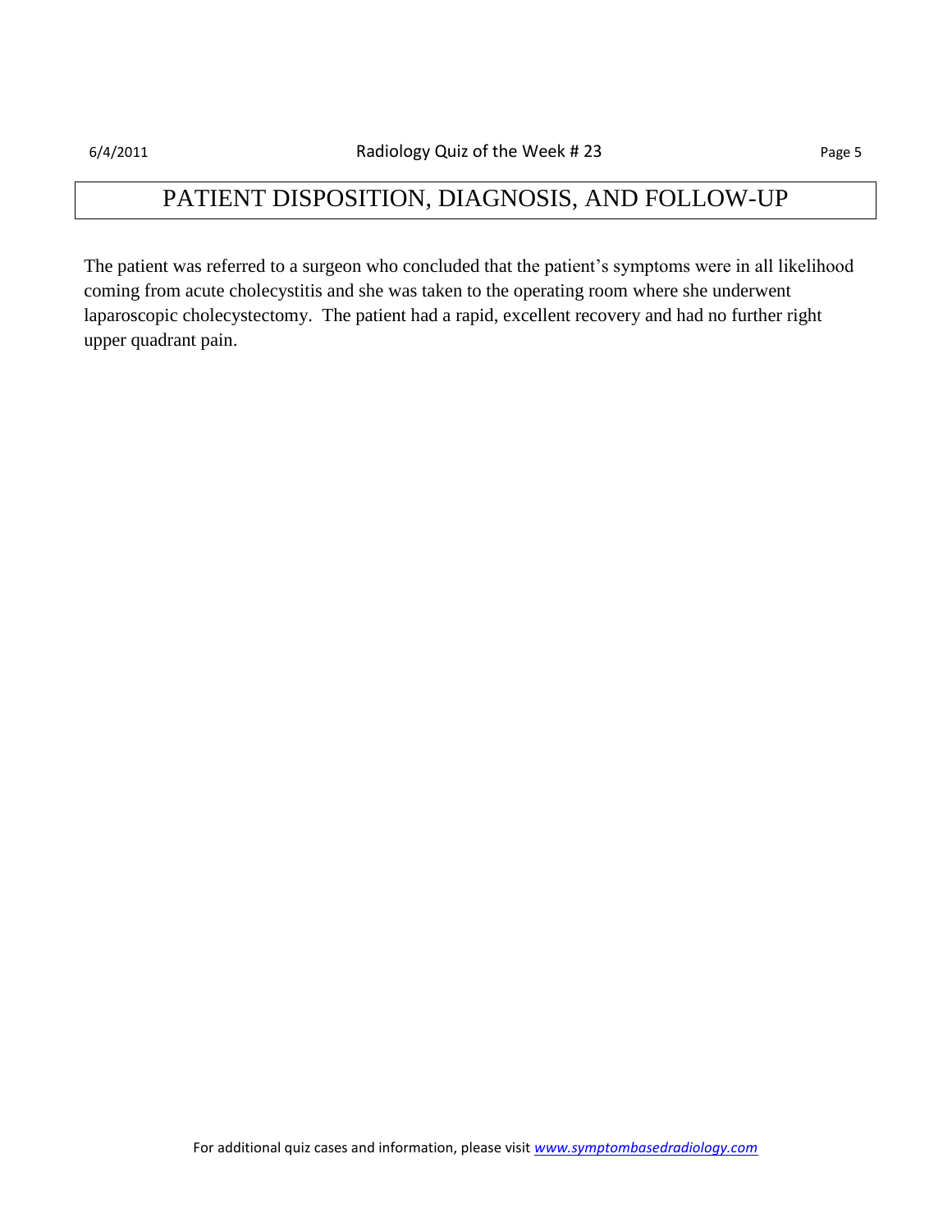# PATIENT DISPOSITION, DIAGNOSIS, AND FOLLOW-UP

The patient was referred to a surgeon who concluded that the patient's symptoms were in all likelihood coming from acute cholecystitis and she was taken to the operating room where she underwent laparoscopic cholecystectomy. The patient had a rapid, excellent recovery and had no further right upper quadrant pain.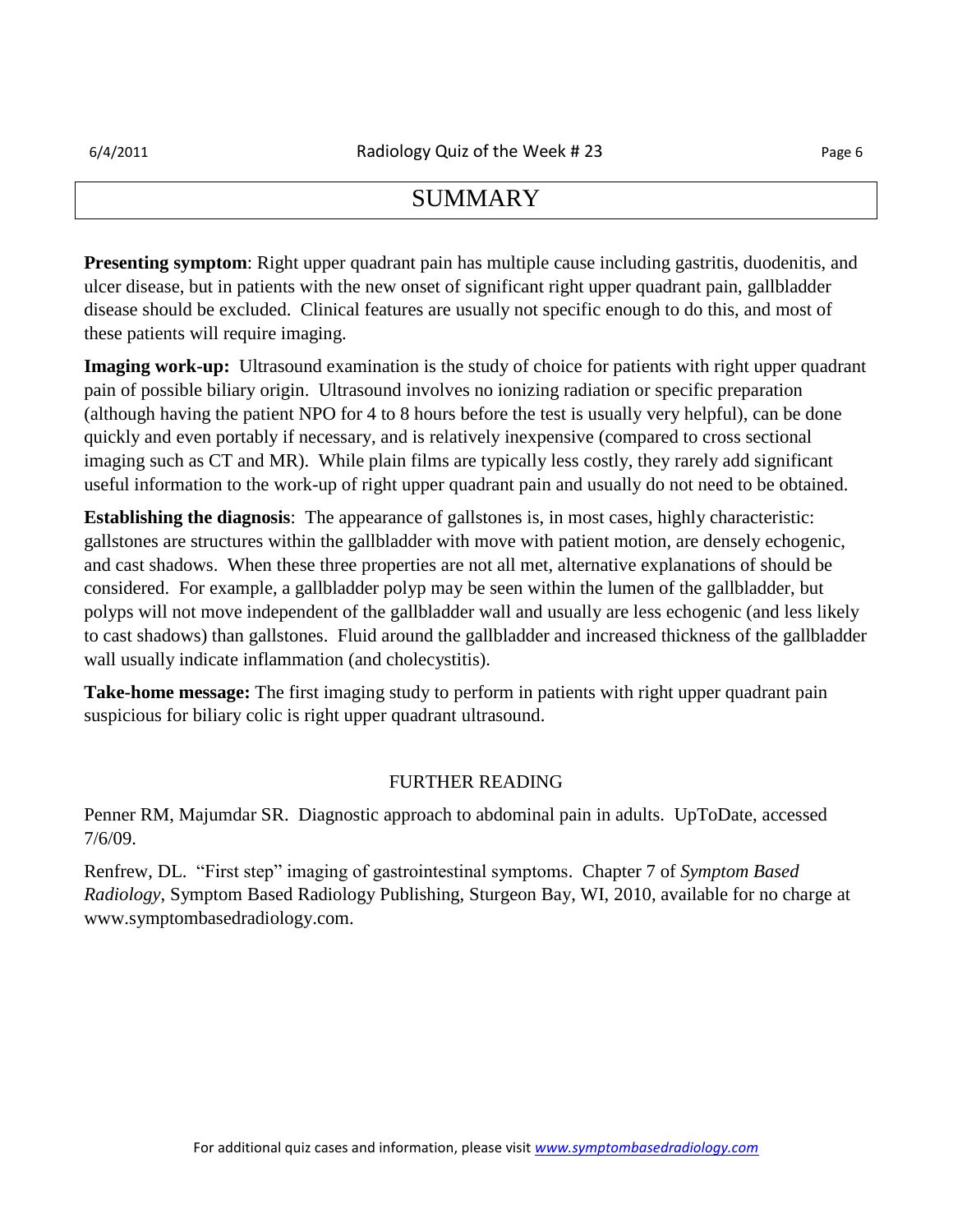# SUMMARY

**Presenting symptom**: Right upper quadrant pain has multiple cause including gastritis, duodenitis, and ulcer disease, but in patients with the new onset of significant right upper quadrant pain, gallbladder disease should be excluded. Clinical features are usually not specific enough to do this, and most of these patients will require imaging.

**Imaging work-up:** Ultrasound examination is the study of choice for patients with right upper quadrant pain of possible biliary origin. Ultrasound involves no ionizing radiation or specific preparation (although having the patient NPO for 4 to 8 hours before the test is usually very helpful), can be done quickly and even portably if necessary, and is relatively inexpensive (compared to cross sectional imaging such as CT and MR). While plain films are typically less costly, they rarely add significant useful information to the work-up of right upper quadrant pain and usually do not need to be obtained.

**Establishing the diagnosis**: The appearance of gallstones is, in most cases, highly characteristic: gallstones are structures within the gallbladder with move with patient motion, are densely echogenic, and cast shadows. When these three properties are not all met, alternative explanations of should be considered. For example, a gallbladder polyp may be seen within the lumen of the gallbladder, but polyps will not move independent of the gallbladder wall and usually are less echogenic (and less likely to cast shadows) than gallstones. Fluid around the gallbladder and increased thickness of the gallbladder wall usually indicate inflammation (and cholecystitis).

**Take-home message:** The first imaging study to perform in patients with right upper quadrant pain suspicious for biliary colic is right upper quadrant ultrasound.

## FURTHER READING

Penner RM, Majumdar SR. Diagnostic approach to abdominal pain in adults. UpToDate, accessed 7/6/09.

Renfrew, DL. "First step" imaging of gastrointestinal symptoms. Chapter 7 of *Symptom Based Radiology*, Symptom Based Radiology Publishing, Sturgeon Bay, WI, 2010, available for no charge at www.symptombasedradiology.com.